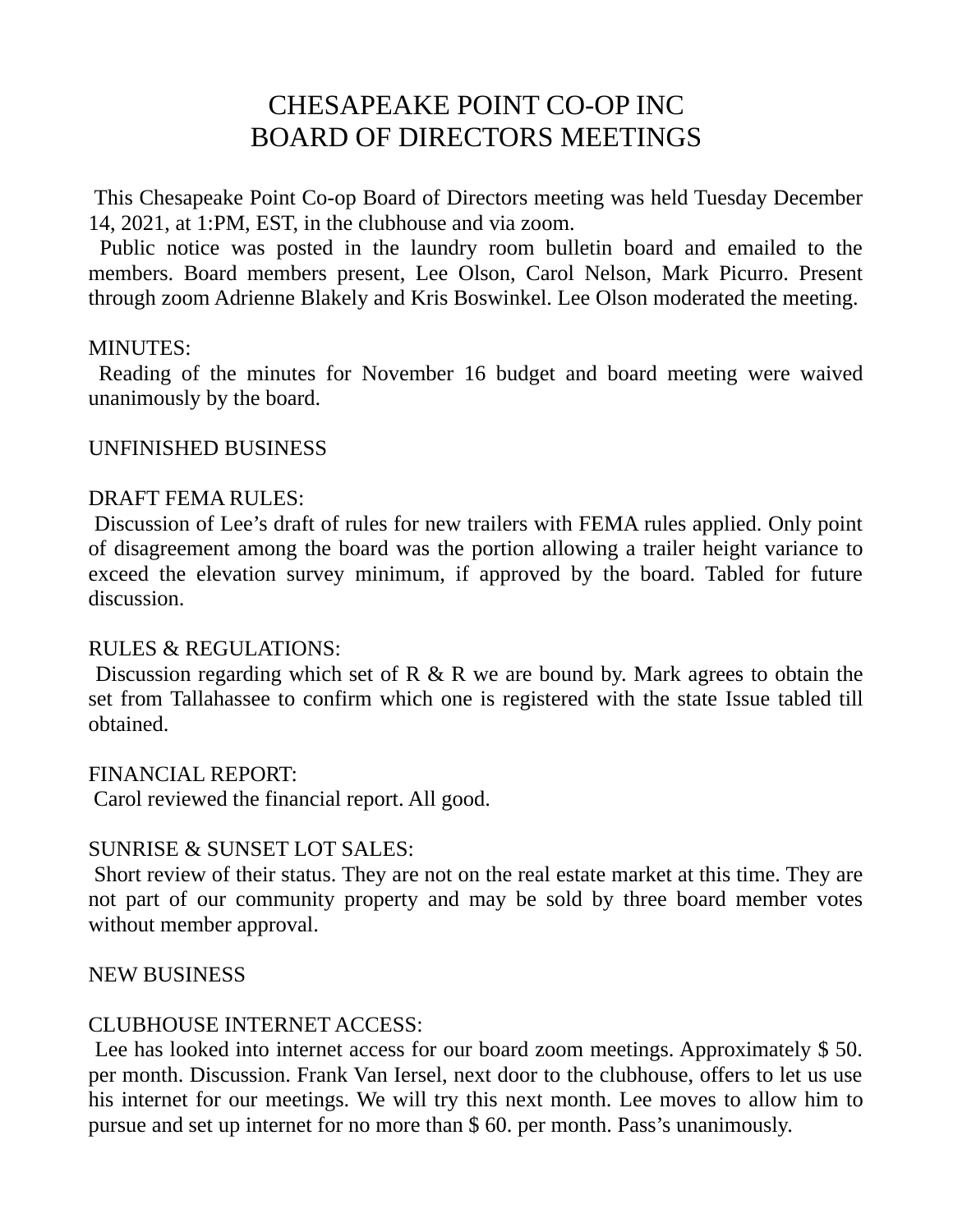# CHESAPEAKE POINT CO-OP INC
# BOARD OF DIRECTORS MEETINGS

This Chesapeake Point Co-op Board of Directors meeting was held Tuesday December 14, 2021, at 1:PM, EST, in the clubhouse and via zoom.

Public notice was posted in the laundry room bulletin board and emailed to the members. Board members present, Lee Olson, Carol Nelson, Mark Picurro. Present through zoom Adrienne Blakely and Kris Boswinkel. Lee Olson moderated the meeting.

MINUTES:

Reading of the minutes for November 16 budget and board meeting were waived unanimously by the board.

UNFINISHED BUSINESS

DRAFT FEMA RULES:

Discussion of Lee's draft of rules for new trailers with FEMA rules applied. Only point of disagreement among the board was the portion allowing a trailer height variance to exceed the elevation survey minimum, if approved by the board. Tabled for future discussion.

RULES & REGULATIONS:

Discussion regarding which set of R & R we are bound by. Mark agrees to obtain the set from Tallahassee to confirm which one is registered with the state Issue tabled till obtained.

FINANCIAL REPORT:

Carol reviewed the financial report. All good.

SUNRISE & SUNSET LOT SALES:

Short review of their status. They are not on the real estate market at this time. They are not part of our community property and may be sold by three board member votes without member approval.

NEW BUSINESS

CLUBHOUSE INTERNET ACCESS:

Lee has looked into internet access for our board zoom meetings. Approximately $ 50. per month. Discussion. Frank Van Iersel, next door to the clubhouse, offers to let us use his internet for our meetings. We will try this next month. Lee moves to allow him to pursue and set up internet for no more than $ 60. per month. Pass's unanimously.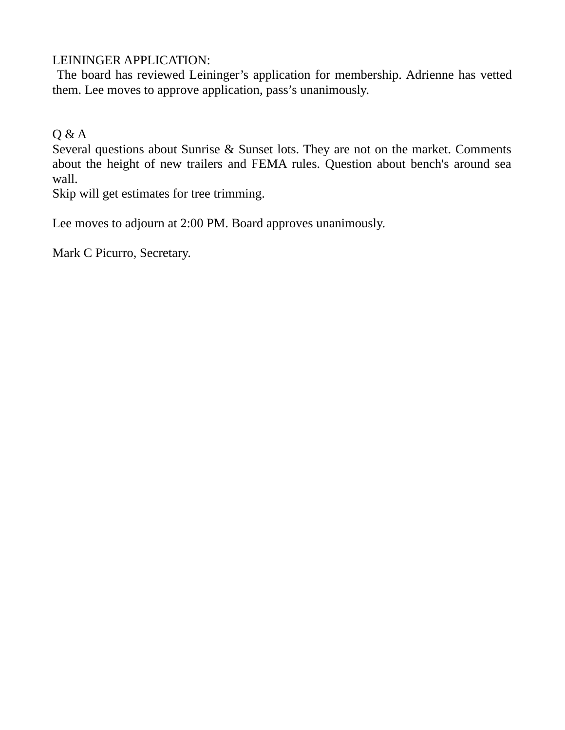LEININGER APPLICATION:

The board has reviewed Leininger's application for membership. Adrienne has vetted them. Lee moves to approve application, pass's unanimously.

Q & A

Several questions about Sunrise & Sunset lots. They are not on the market. Comments about the height of new trailers and FEMA rules. Question about bench's around sea wall.

Skip will get estimates for tree trimming.

Lee moves to adjourn at 2:00 PM. Board approves unanimously.

Mark C Picurro, Secretary.